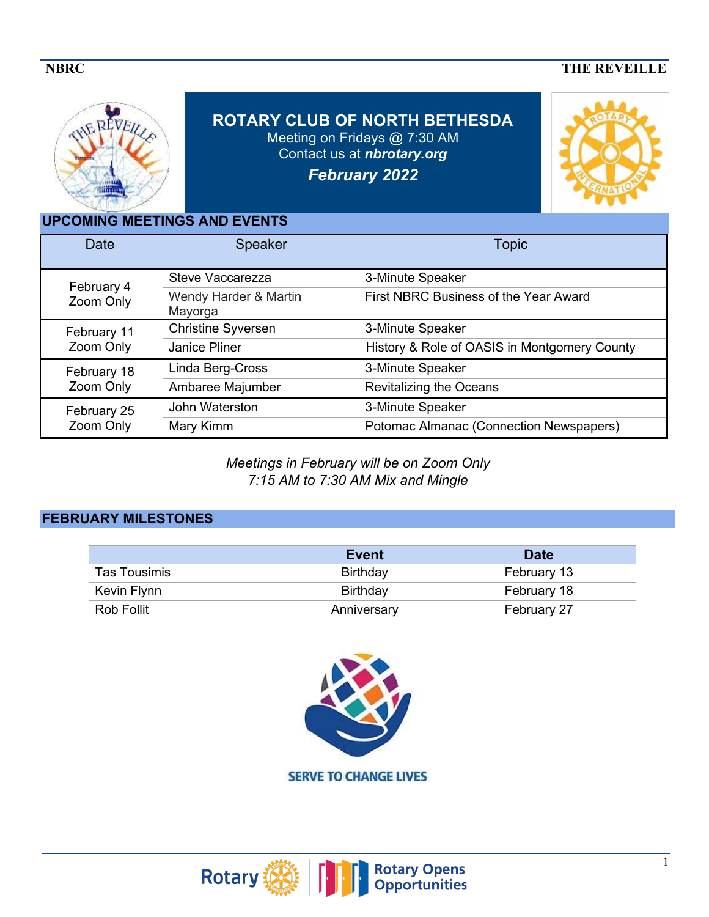# ROTARY CLUB OF NORTH BETHESDA

Meeting on Fridays @ 7:30 AM
Contact us at ***nbrotary.org***

***February 2022***

## UPCOMING MEETINGS AND EVENTS

| Date | Speaker | Topic |
|---|---|---|
| February 4 Zoom Only | Steve Vaccarezza | 3-Minute Speaker |
| | Wendy Harder & Martin Mayorga | First NBRC Business of the Year Award |
| February 11 Zoom Only | Christine Syversen | 3-Minute Speaker |
| | Janice Pliner | History & Role of OASIS in Montgomery County |
| February 18 Zoom Only | Linda Berg-Cross | 3-Minute Speaker |
| | Ambaree Majumber | Revitalizing the Oceans |
| February 25 Zoom Only | John Waterston | 3-Minute Speaker |
| | Mary Kimm | Potomac Almanac (Connection Newspapers) |

*Meetings in February will be on Zoom Only*
*7:15 AM to 7:30 AM Mix and Mingle*

## FEBRUARY MILESTONES

| | Event | Date |
|---|---|---|
| Tas Tousimis | Birthday | February 13 |
| Kevin Flynn | Birthday | February 18 |
| Rob Follit | Anniversary | February 27 |

SERVE TO CHANGE LIVES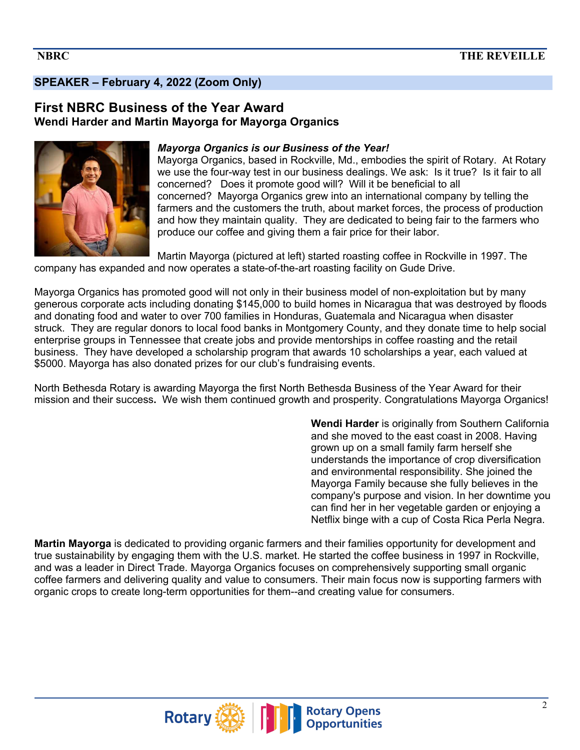## SPEAKER – February 4, 2022 (Zoom Only)

## First NBRC Business of the Year Award

**Wendi Harder and Martin Mayorga for Mayorga Organics**

***Mayorga Organics is our Business of the Year!***

Mayorga Organics, based in Rockville, Md., embodies the spirit of Rotary. At Rotary we use the four-way test in our business dealings. We ask: Is it true? Is it fair to all concerned? Does it promote good will? Will it be beneficial to all concerned? Mayorga Organics grew into an international company by telling the farmers and the customers the truth, about market forces, the process of production and how they maintain quality. They are dedicated to being fair to the farmers who produce our coffee and giving them a fair price for their labor.

Martin Mayorga (pictured at left) started roasting coffee in Rockville in 1997. The company has expanded and now operates a state-of-the-art roasting facility on Gude Drive.

Mayorga Organics has promoted good will not only in their business model of non-exploitation but by many generous corporate acts including donating $145,000 to build homes in Nicaragua that was destroyed by floods and donating food and water to over 700 families in Honduras, Guatemala and Nicaragua when disaster struck. They are regular donors to local food banks in Montgomery County, and they donate time to help social enterprise groups in Tennessee that create jobs and provide mentorships in coffee roasting and the retail business. They have developed a scholarship program that awards 10 scholarships a year, each valued at $5000. Mayorga has also donated prizes for our club's fundraising events.

North Bethesda Rotary is awarding Mayorga the first North Bethesda Business of the Year Award for their mission and their success**.** We wish them continued growth and prosperity. Congratulations Mayorga Organics!

**Wendi Harder** is originally from Southern California and she moved to the east coast in 2008. Having grown up on a small family farm herself she understands the importance of crop diversification and environmental responsibility. She joined the Mayorga Family because she fully believes in the company's purpose and vision. In her downtime you can find her in her vegetable garden or enjoying a Netflix binge with a cup of Costa Rica Perla Negra.

**Martin Mayorga** is dedicated to providing organic farmers and their families opportunity for development and true sustainability by engaging them with the U.S. market. He started the coffee business in 1997 in Rockville, and was a leader in Direct Trade. Mayorga Organics focuses on comprehensively supporting small organic coffee farmers and delivering quality and value to consumers. Their main focus now is supporting farmers with organic crops to create long-term opportunities for them--and creating value for consumers.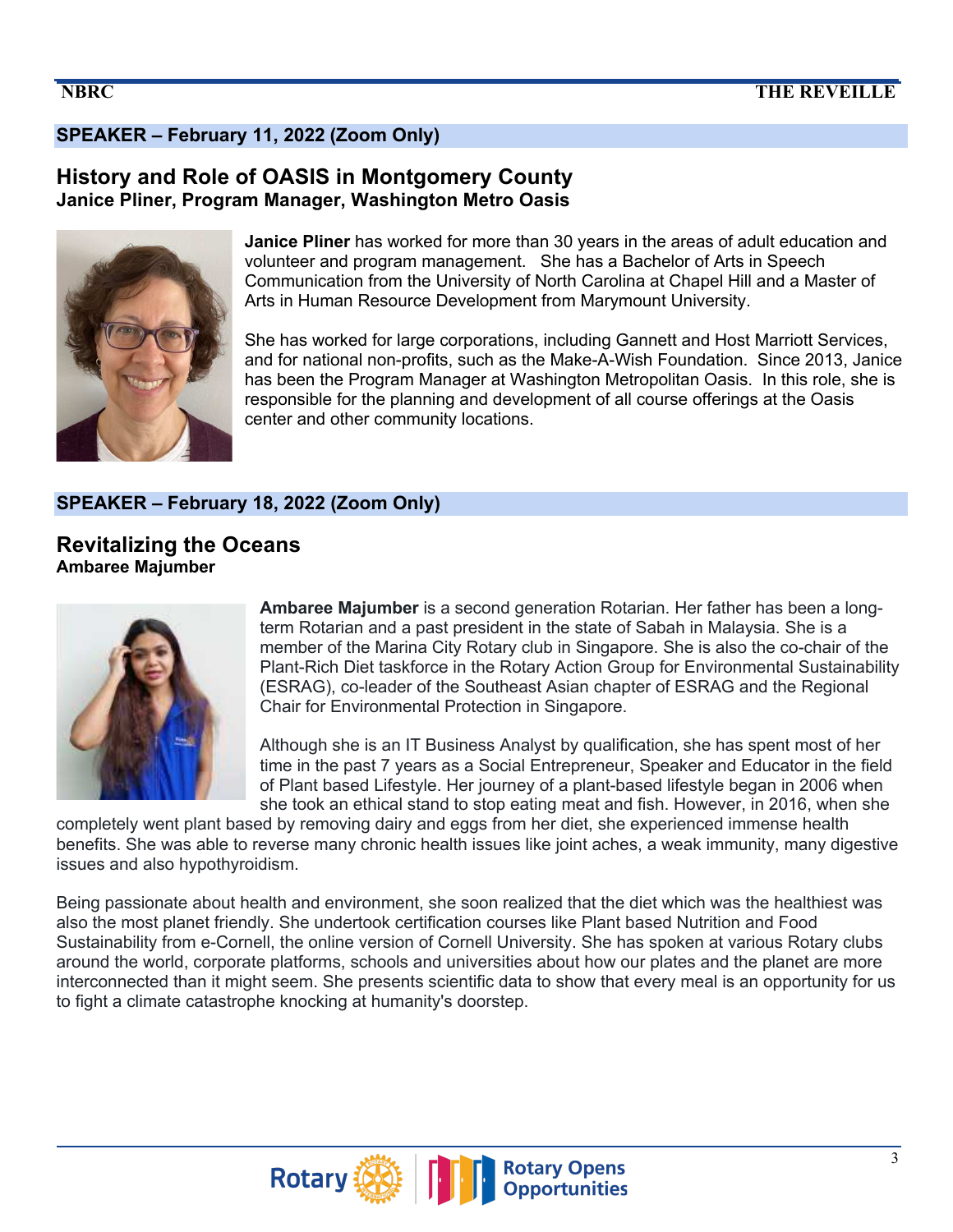## SPEAKER – February 11, 2022 (Zoom Only)

### History and Role of OASIS in Montgomery County

**Janice Pliner, Program Manager, Washington Metro Oasis**

**Janice Pliner** has worked for more than 30 years in the areas of adult education and volunteer and program management. She has a Bachelor of Arts in Speech Communication from the University of North Carolina at Chapel Hill and a Master of Arts in Human Resource Development from Marymount University.

She has worked for large corporations, including Gannett and Host Marriott Services, and for national non-profits, such as the Make-A-Wish Foundation. Since 2013, Janice has been the Program Manager at Washington Metropolitan Oasis. In this role, she is responsible for the planning and development of all course offerings at the Oasis center and other community locations.

## SPEAKER – February 18, 2022 (Zoom Only)

### Revitalizing the Oceans

**Ambaree Majumber**

**Ambaree Majumber** is a second generation Rotarian. Her father has been a long-term Rotarian and a past president in the state of Sabah in Malaysia. She is a member of the Marina City Rotary club in Singapore. She is also the co-chair of the Plant-Rich Diet taskforce in the Rotary Action Group for Environmental Sustainability (ESRAG), co-leader of the Southeast Asian chapter of ESRAG and the Regional Chair for Environmental Protection in Singapore.

Although she is an IT Business Analyst by qualification, she has spent most of her time in the past 7 years as a Social Entrepreneur, Speaker and Educator in the field of Plant based Lifestyle. Her journey of a plant-based lifestyle began in 2006 when she took an ethical stand to stop eating meat and fish. However, in 2016, when she completely went plant based by removing dairy and eggs from her diet, she experienced immense health benefits. She was able to reverse many chronic health issues like joint aches, a weak immunity, many digestive issues and also hypothyroidism.

Being passionate about health and environment, she soon realized that the diet which was the healthiest was also the most planet friendly. She undertook certification courses like Plant based Nutrition and Food Sustainability from e-Cornell, the online version of Cornell University. She has spoken at various Rotary clubs around the world, corporate platforms, schools and universities about how our plates and the planet are more interconnected than it might seem. She presents scientific data to show that every meal is an opportunity for us to fight a climate catastrophe knocking at humanity's doorstep.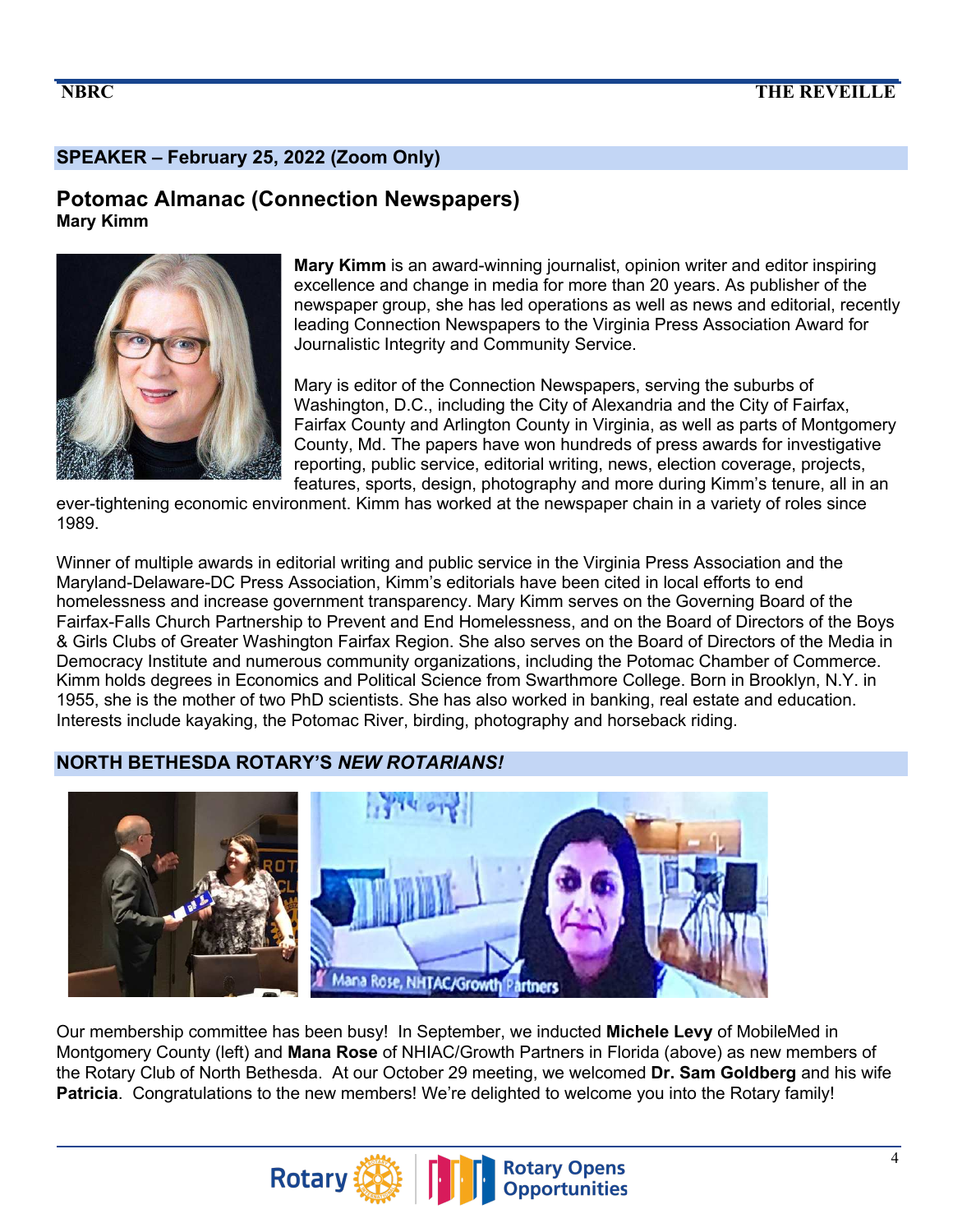## SPEAKER – February 25, 2022 (Zoom Only)

### Potomac Almanac (Connection Newspapers)

**Mary Kimm**

**Mary Kimm** is an award-winning journalist, opinion writer and editor inspiring excellence and change in media for more than 20 years. As publisher of the newspaper group, she has led operations as well as news and editorial, recently leading Connection Newspapers to the Virginia Press Association Award for Journalistic Integrity and Community Service.

Mary is editor of the Connection Newspapers, serving the suburbs of Washington, D.C., including the City of Alexandria and the City of Fairfax, Fairfax County and Arlington County in Virginia, as well as parts of Montgomery County, Md. The papers have won hundreds of press awards for investigative reporting, public service, editorial writing, news, election coverage, projects, features, sports, design, photography and more during Kimm's tenure, all in an ever-tightening economic environment. Kimm has worked at the newspaper chain in a variety of roles since 1989.

Winner of multiple awards in editorial writing and public service in the Virginia Press Association and the Maryland-Delaware-DC Press Association, Kimm's editorials have been cited in local efforts to end homelessness and increase government transparency. Mary Kimm serves on the Governing Board of the Fairfax-Falls Church Partnership to Prevent and End Homelessness, and on the Board of Directors of the Boys & Girls Clubs of Greater Washington Fairfax Region. She also serves on the Board of Directors of the Media in Democracy Institute and numerous community organizations, including the Potomac Chamber of Commerce. Kimm holds degrees in Economics and Political Science from Swarthmore College. Born in Brooklyn, N.Y. in 1955, she is the mother of two PhD scientists. She has also worked in banking, real estate and education. Interests include kayaking, the Potomac River, birding, photography and horseback riding.

## NORTH BETHESDA ROTARY'S *NEW ROTARIANS!*

Our membership committee has been busy! In September, we inducted **Michele Levy** of MobileMed in Montgomery County (left) and **Mana Rose** of NHIAC/Growth Partners in Florida (above) as new members of the Rotary Club of North Bethesda. At our October 29 meeting, we welcomed **Dr. Sam Goldberg** and his wife **Patricia**. Congratulations to the new members! We're delighted to welcome you into the Rotary family!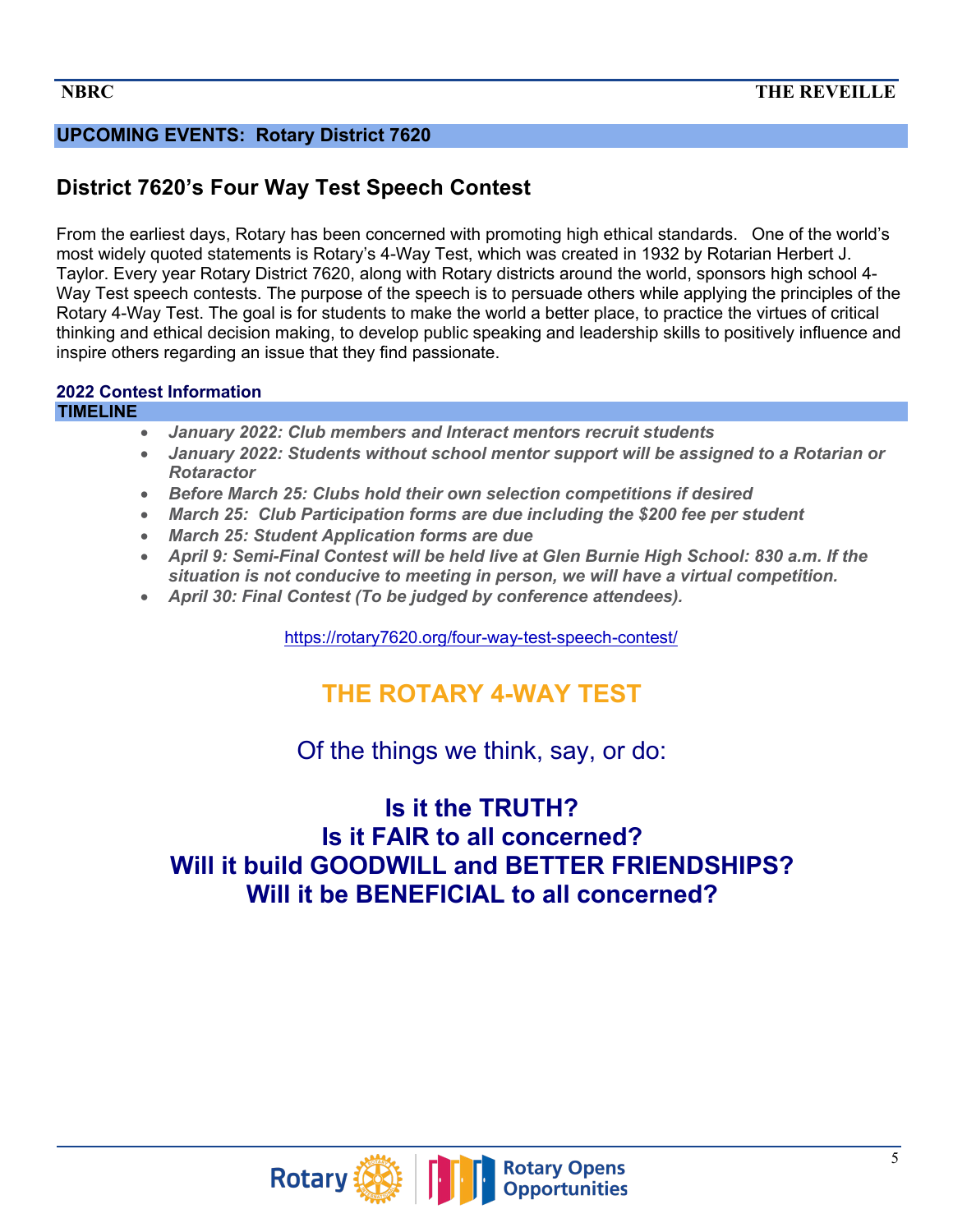## UPCOMING EVENTS: Rotary District 7620

### District 7620's Four Way Test Speech Contest

From the earliest days, Rotary has been concerned with promoting high ethical standards. One of the world's most widely quoted statements is Rotary's 4-Way Test, which was created in 1932 by Rotarian Herbert J. Taylor. Every year Rotary District 7620, along with Rotary districts around the world, sponsors high school 4-Way Test speech contests. The purpose of the speech is to persuade others while applying the principles of the Rotary 4-Way Test. The goal is for students to make the world a better place, to practice the virtues of critical thinking and ethical decision making, to develop public speaking and leadership skills to positively influence and inspire others regarding an issue that they find passionate.

**2022 Contest Information**

**TIMELINE**

- ***January 2022: Club members and Interact mentors recruit students***
- ***January 2022: Students without school mentor support will be assigned to a Rotarian or Rotaractor***
- ***Before March 25: Clubs hold their own selection competitions if desired***
- ***March 25: Club Participation forms are due including the $200 fee per student***
- ***March 25: Student Application forms are due***
- ***April 9: Semi-Final Contest will be held live at Glen Burnie High School: 830 a.m. If the situation is not conducive to meeting in person, we will have a virtual competition.***
- ***April 30: Final Contest (To be judged by conference attendees).***

https://rotary7620.org/four-way-test-speech-contest/

## THE ROTARY 4-WAY TEST

Of the things we think, say, or do:

**Is it the TRUTH?**
**Is it FAIR to all concerned?**
**Will it build GOODWILL and BETTER FRIENDSHIPS?**
**Will it be BENEFICIAL to all concerned?**

Rotary | Rotary Opens Opportunities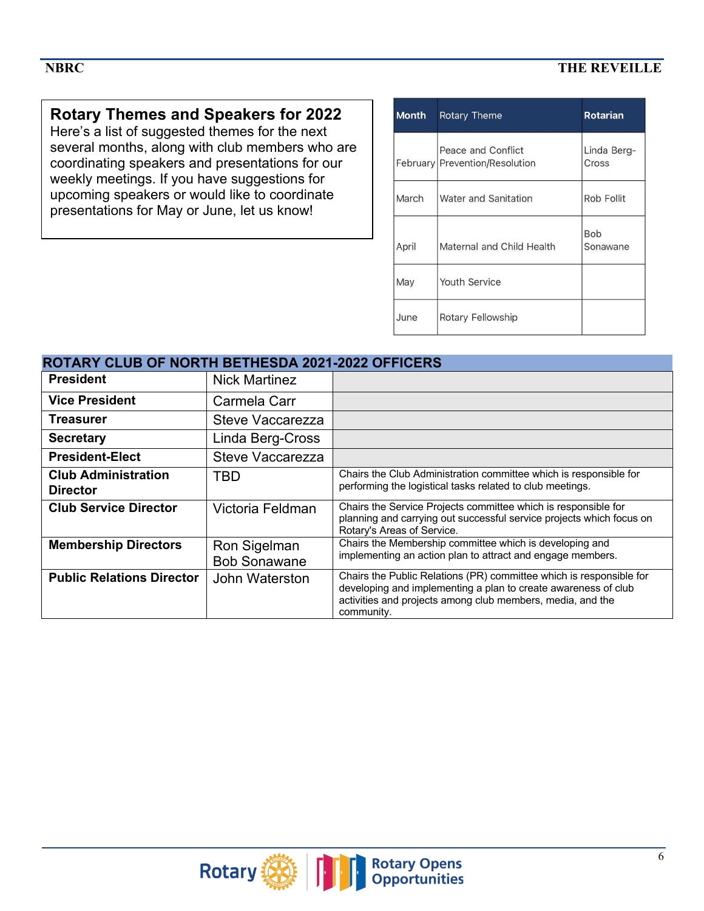## Rotary Themes and Speakers for 2022

Here's a list of suggested themes for the next several months, along with club members who are coordinating speakers and presentations for our weekly meetings. If you have suggestions for upcoming speakers or would like to coordinate presentations for May or June, let us know!

| Month | Rotary Theme | Rotarian |
|---|---|---|
| February | Peace and Conflict Prevention/Resolution | Linda Berg-Cross |
| March | Water and Sanitation | Rob Follit |
| April | Maternal and Child Health | Bob Sonawane |
| May | Youth Service | |
| June | Rotary Fellowship | |

| ROTARY CLUB OF NORTH BETHESDA 2021-2022 OFFICERS | | |
|---|---|---|
| **President** | Nick Martinez | |
| **Vice President** | Carmela Carr | |
| **Treasurer** | Steve Vaccarezza | |
| **Secretary** | Linda Berg-Cross | |
| **President-Elect** | Steve Vaccarezza | |
| **Club Administration Director** | TBD | Chairs the Club Administration committee which is responsible for performing the logistical tasks related to club meetings. |
| **Club Service Director** | Victoria Feldman | Chairs the Service Projects committee which is responsible for planning and carrying out successful service projects which focus on Rotary's Areas of Service. |
| **Membership Directors** | Ron Sigelman<br>Bob Sonawane | Chairs the Membership committee which is developing and implementing an action plan to attract and engage members. |
| **Public Relations Director** | John Waterston | Chairs the Public Relations (PR) committee which is responsible for developing and implementing a plan to create awareness of club activities and projects among club members, media, and the community. |